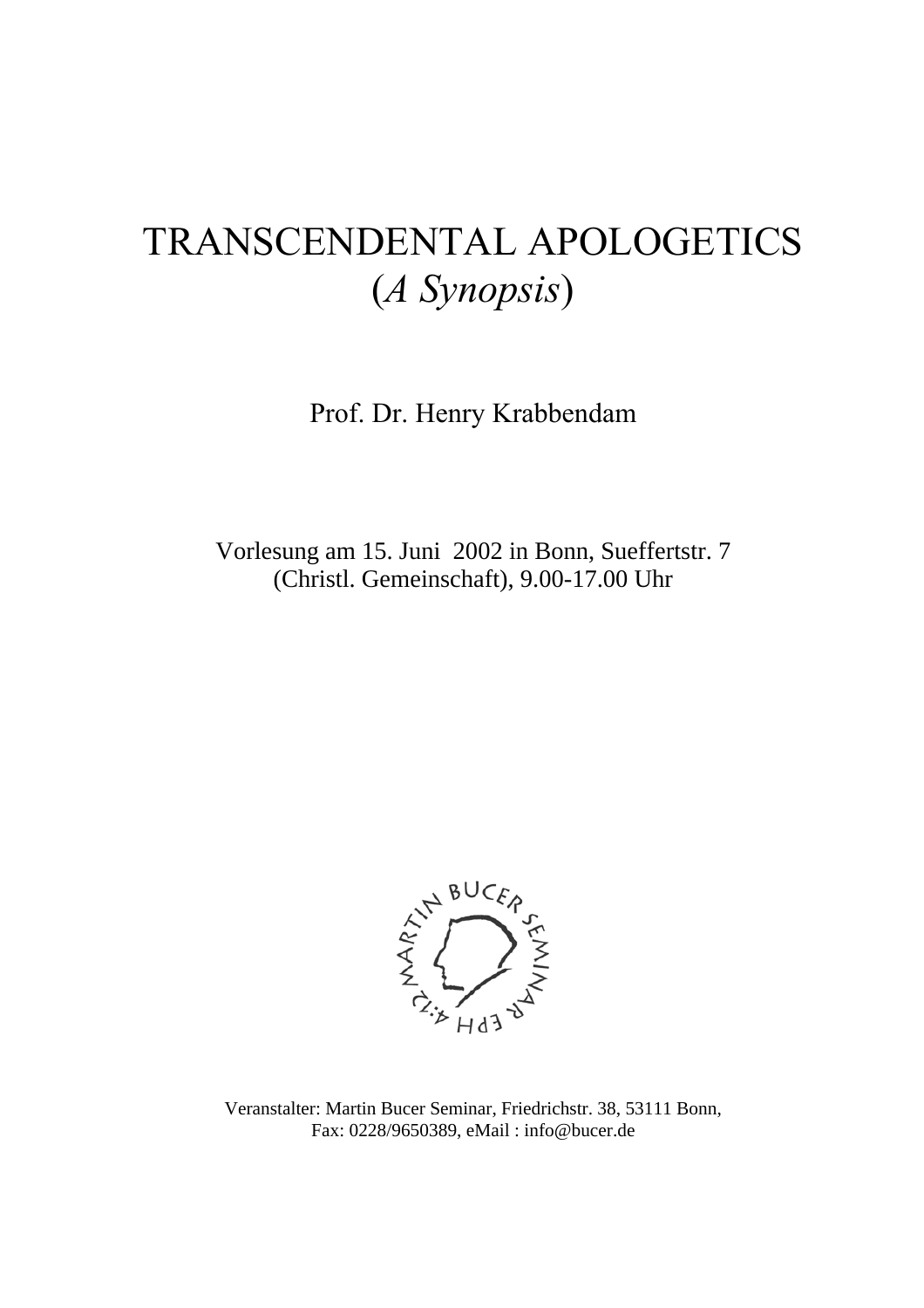# TRANSCENDENTAL APOLOGETICS
## (*A Synopsis*)

Prof. Dr. Henry Krabbendam

Vorlesung am 15. Juni 2002 in Bonn, Sueffertstr. 7
(Christl. Gemeinschaft), 9.00-17.00 Uhr

Veranstalter: Martin Bucer Seminar, Friedrichstr. 38, 53111 Bonn,
Fax: 0228/9650389, eMail : info@bucer.de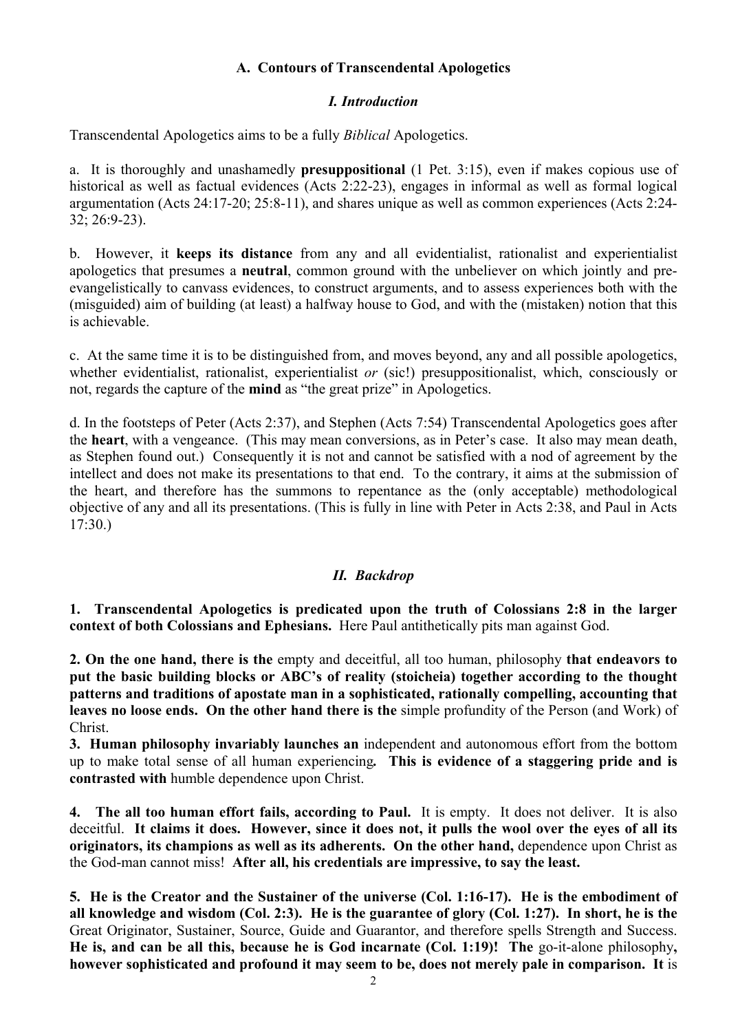### A. Contours of Transcendental Apologetics

#### *I. Introduction*

Transcendental Apologetics aims to be a fully *Biblical* Apologetics.

a. It is thoroughly and unashamedly **presuppositional** (1 Pet. 3:15), even if makes copious use of historical as well as factual evidences (Acts 2:22-23), engages in informal as well as formal logical argumentation (Acts 24:17-20; 25:8-11), and shares unique as well as common experiences (Acts 2:24-32; 26:9-23).

b. However, it **keeps its distance** from any and all evidentialist, rationalist and experientialist apologetics that presumes a **neutral**, common ground with the unbeliever on which jointly and pre-evangelistically to canvass evidences, to construct arguments, and to assess experiences both with the (misguided) aim of building (at least) a halfway house to God, and with the (mistaken) notion that this is achievable.

c. At the same time it is to be distinguished from, and moves beyond, any and all possible apologetics, whether evidentialist, rationalist, experientialist *or* (sic!) presuppositionalist, which, consciously or not, regards the capture of the **mind** as "the great prize" in Apologetics.

d. In the footsteps of Peter (Acts 2:37), and Stephen (Acts 7:54) Transcendental Apologetics goes after the **heart**, with a vengeance. (This may mean conversions, as in Peter's case. It also may mean death, as Stephen found out.) Consequently it is not and cannot be satisfied with a nod of agreement by the intellect and does not make its presentations to that end. To the contrary, it aims at the submission of the heart, and therefore has the summons to repentance as the (only acceptable) methodological objective of any and all its presentations. (This is fully in line with Peter in Acts 2:38, and Paul in Acts 17:30.)

#### *II. Backdrop*

**1. Transcendental Apologetics is predicated upon the truth of Colossians 2:8 in the larger context of both Colossians and Ephesians.** Here Paul antithetically pits man against God.

**2. On the one hand, there is the** empty and deceitful, all too human, philosophy **that endeavors to put the basic building blocks or ABC's of reality (stoicheia) together according to the thought patterns and traditions of apostate man in a sophisticated, rationally compelling, accounting that leaves no loose ends. On the other hand there is the** simple profundity of the Person (and Work) of Christ.

**3. Human philosophy invariably launches an** independent and autonomous effort from the bottom up to make total sense of all human experiencing**. This is evidence of a staggering pride and is contrasted with** humble dependence upon Christ.

**4. The all too human effort fails, according to Paul.** It is empty. It does not deliver. It is also deceitful. **It claims it does. However, since it does not, it pulls the wool over the eyes of all its originators, its champions as well as its adherents. On the other hand,** dependence upon Christ as the God-man cannot miss! **After all, his credentials are impressive, to say the least.**

**5. He is the Creator and the Sustainer of the universe (Col. 1:16-17). He is the embodiment of all knowledge and wisdom (Col. 2:3). He is the guarantee of glory (Col. 1:27). In short, he is the** Great Originator, Sustainer, Source, Guide and Guarantor, and therefore spells Strength and Success. **He is, and can be all this, because he is God incarnate (Col. 1:19)! The** go-it-alone philosophy**, however sophisticated and profound it may seem to be, does not merely pale in comparison. It** is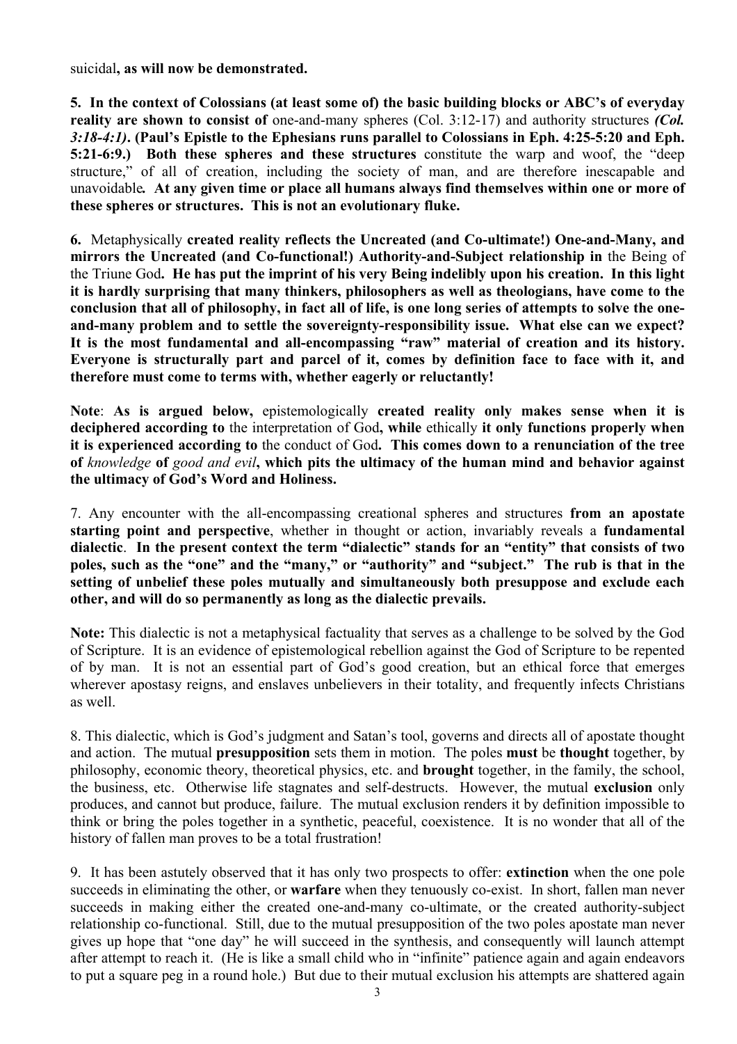suicidal**, as will now be demonstrated.**

**5. In the context of Colossians (at least some of) the basic building blocks or ABC's of everyday reality are shown to consist of** one-and-many spheres (Col. 3:12-17) and authority structures ***(Col. 3:18-4:1)*. (Paul's Epistle to the Ephesians runs parallel to Colossians in Eph. 4:25-5:20 and Eph. 5:21-6:9.) Both these spheres and these structures** constitute the warp and woof, the "deep structure," of all of creation, including the society of man, and are therefore inescapable and unavoidable***.* At any given time or place all humans always find themselves within one or more of these spheres or structures. This is not an evolutionary fluke.**

**6.** Metaphysically **created reality reflects the Uncreated (and Co-ultimate!) One-and-Many, and mirrors the Uncreated (and Co-functional!) Authority-and-Subject relationship in** the Being of the Triune God**. He has put the imprint of his very Being indelibly upon his creation. In this light it is hardly surprising that many thinkers, philosophers as well as theologians, have come to the conclusion that all of philosophy, in fact all of life, is one long series of attempts to solve the one-and-many problem and to settle the sovereignty-responsibility issue. What else can we expect? It is the most fundamental and all-encompassing "raw" material of creation and its history. Everyone is structurally part and parcel of it, comes by definition face to face with it, and therefore must come to terms with, whether eagerly or reluctantly!**

**Note**: **As is argued below,** epistemologically **created reality only makes sense when it is deciphered according to** the interpretation of God**, while** ethically **it only functions properly when it is experienced according to** the conduct of God**. This comes down to a renunciation of the tree of** *knowledge* **of** *good and evil***, which pits the ultimacy of the human mind and behavior against the ultimacy of God's Word and Holiness.**

7. Any encounter with the all-encompassing creational spheres and structures **from an apostate starting point and perspective**, whether in thought or action, invariably reveals a **fundamental dialectic**. **In the present context the term "dialectic" stands for an "entity" that consists of two poles, such as the "one" and the "many," or "authority" and "subject." The rub is that in the setting of unbelief these poles mutually and simultaneously both presuppose and exclude each other, and will do so permanently as long as the dialectic prevails.**

**Note:** This dialectic is not a metaphysical factuality that serves as a challenge to be solved by the God of Scripture. It is an evidence of epistemological rebellion against the God of Scripture to be repented of by man. It is not an essential part of God's good creation, but an ethical force that emerges wherever apostasy reigns, and enslaves unbelievers in their totality, and frequently infects Christians as well.

8. This dialectic, which is God's judgment and Satan's tool, governs and directs all of apostate thought and action. The mutual **presupposition** sets them in motion. The poles **must** be **thought** together, by philosophy, economic theory, theoretical physics, etc. and **brought** together, in the family, the school, the business, etc. Otherwise life stagnates and self-destructs. However, the mutual **exclusion** only produces, and cannot but produce, failure. The mutual exclusion renders it by definition impossible to think or bring the poles together in a synthetic, peaceful, coexistence. It is no wonder that all of the history of fallen man proves to be a total frustration!

9. It has been astutely observed that it has only two prospects to offer: **extinction** when the one pole succeeds in eliminating the other, or **warfare** when they tenuously co-exist. In short, fallen man never succeeds in making either the created one-and-many co-ultimate, or the created authority-subject relationship co-functional. Still, due to the mutual presupposition of the two poles apostate man never gives up hope that "one day" he will succeed in the synthesis, and consequently will launch attempt after attempt to reach it. (He is like a small child who in "infinite" patience again and again endeavors to put a square peg in a round hole.) But due to their mutual exclusion his attempts are shattered again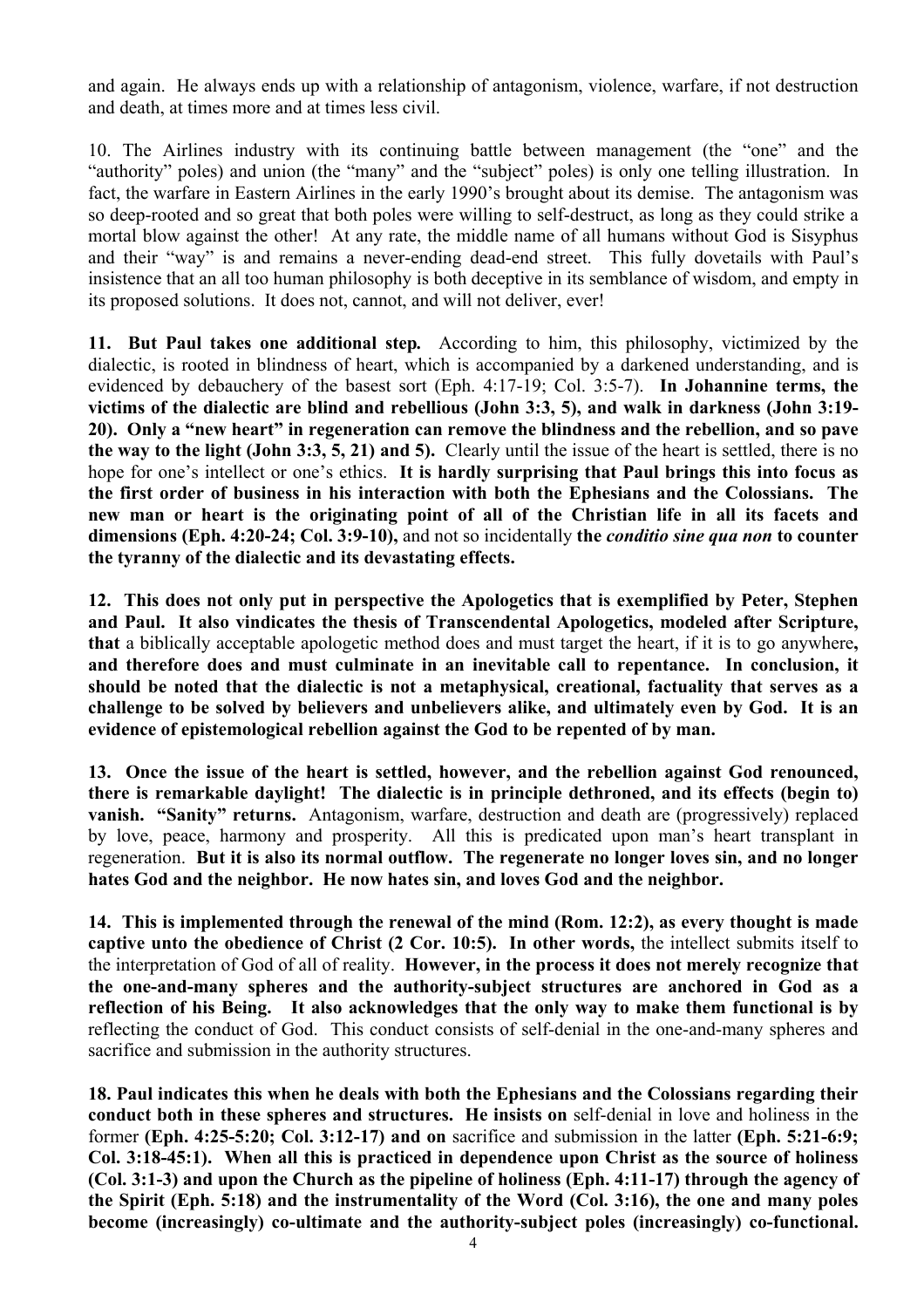and again. He always ends up with a relationship of antagonism, violence, warfare, if not destruction and death, at times more and at times less civil.

10. The Airlines industry with its continuing battle between management (the "one" and the "authority" poles) and union (the "many" and the "subject" poles) is only one telling illustration. In fact, the warfare in Eastern Airlines in the early 1990's brought about its demise. The antagonism was so deep-rooted and so great that both poles were willing to self-destruct, as long as they could strike a mortal blow against the other! At any rate, the middle name of all humans without God is Sisyphus and their "way" is and remains a never-ending dead-end street. This fully dovetails with Paul's insistence that an all too human philosophy is both deceptive in its semblance of wisdom, and empty in its proposed solutions. It does not, cannot, and will not deliver, ever!

**11. But Paul takes one additional step.** According to him, this philosophy, victimized by the dialectic, is rooted in blindness of heart, which is accompanied by a darkened understanding, and is evidenced by debauchery of the basest sort (Eph. 4:17-19; Col. 3:5-7). **In Johannine terms, the victims of the dialectic are blind and rebellious (John 3:3, 5), and walk in darkness (John 3:19-20). Only a "new heart" in regeneration can remove the blindness and the rebellion, and so pave the way to the light (John 3:3, 5, 21) and 5).** Clearly until the issue of the heart is settled, there is no hope for one's intellect or one's ethics. **It is hardly surprising that Paul brings this into focus as the first order of business in his interaction with both the Ephesians and the Colossians. The new man or heart is the originating point of all of the Christian life in all its facets and dimensions (Eph. 4:20-24; Col. 3:9-10),** and not so incidentally **the *conditio sine qua non* to counter the tyranny of the dialectic and its devastating effects.**

**12. This does not only put in perspective the Apologetics that is exemplified by Peter, Stephen and Paul. It also vindicates the thesis of Transcendental Apologetics, modeled after Scripture, that** a biblically acceptable apologetic method does and must target the heart, if it is to go anywhere**, and therefore does and must culminate in an inevitable call to repentance. In conclusion, it should be noted that the dialectic is not a metaphysical, creational, factuality that serves as a challenge to be solved by believers and unbelievers alike, and ultimately even by God. It is an evidence of epistemological rebellion against the God to be repented of by man.**

**13. Once the issue of the heart is settled, however, and the rebellion against God renounced, there is remarkable daylight! The dialectic is in principle dethroned, and its effects (begin to) vanish. "Sanity" returns.** Antagonism, warfare, destruction and death are (progressively) replaced by love, peace, harmony and prosperity. All this is predicated upon man's heart transplant in regeneration. **But it is also its normal outflow. The regenerate no longer loves sin, and no longer hates God and the neighbor. He now hates sin, and loves God and the neighbor.**

**14. This is implemented through the renewal of the mind (Rom. 12:2), as every thought is made captive unto the obedience of Christ (2 Cor. 10:5). In other words,** the intellect submits itself to the interpretation of God of all of reality. **However, in the process it does not merely recognize that the one-and-many spheres and the authority-subject structures are anchored in God as a reflection of his Being. It also acknowledges that the only way to make them functional is by** reflecting the conduct of God. This conduct consists of self-denial in the one-and-many spheres and sacrifice and submission in the authority structures.

**18. Paul indicates this when he deals with both the Ephesians and the Colossians regarding their conduct both in these spheres and structures. He insists on** self-denial in love and holiness in the former **(Eph. 4:25-5:20; Col. 3:12-17) and on** sacrifice and submission in the latter **(Eph. 5:21-6:9; Col. 3:18-45:1). When all this is practiced in dependence upon Christ as the source of holiness (Col. 3:1-3) and upon the Church as the pipeline of holiness (Eph. 4:11-17) through the agency of the Spirit (Eph. 5:18) and the instrumentality of the Word (Col. 3:16), the one and many poles become (increasingly) co-ultimate and the authority-subject poles (increasingly) co-functional.**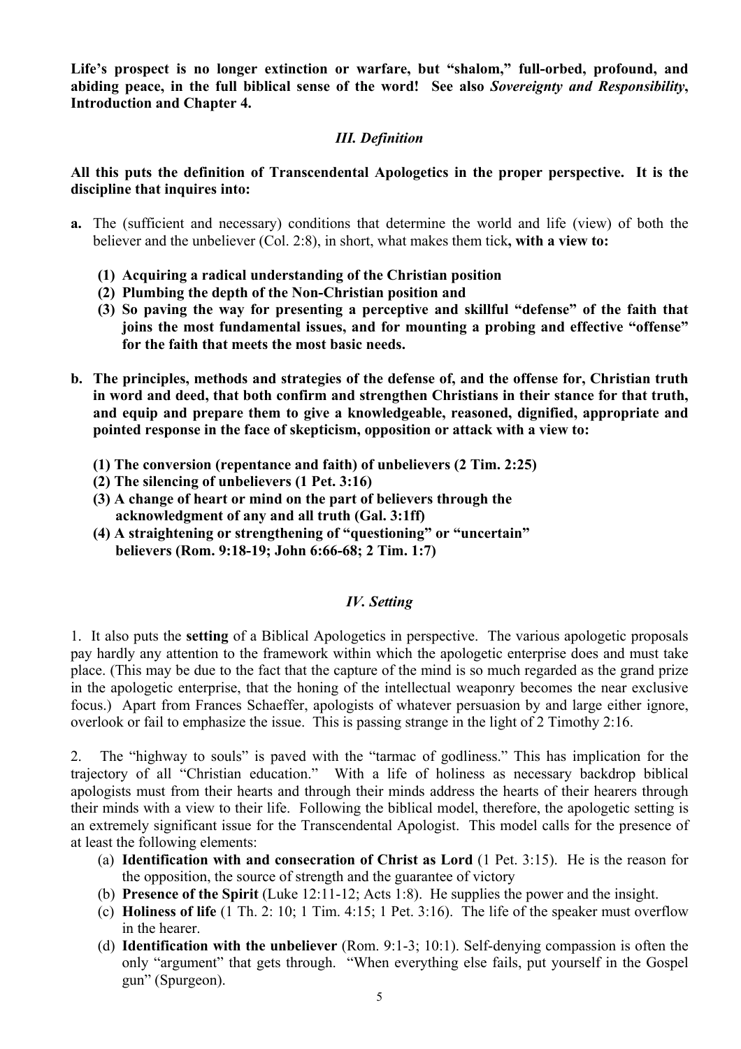**Life's prospect is no longer extinction or warfare, but "shalom," full-orbed, profound, and abiding peace, in the full biblical sense of the word! See also *Sovereignty and Responsibility*, Introduction and Chapter 4.**

### *III. Definition*

**All this puts the definition of Transcendental Apologetics in the proper perspective. It is the discipline that inquires into:**

**a.** The (sufficient and necessary) conditions that determine the world and life (view) of both the believer and the unbeliever (Col. 2:8), in short, what makes them tick**, with a view to:**

   **(1) Acquiring a radical understanding of the Christian position**
   **(2) Plumbing the depth of the Non-Christian position and**
   **(3) So paving the way for presenting a perceptive and skillful "defense" of the faith that joins the most fundamental issues, and for mounting a probing and effective "offense" for the faith that meets the most basic needs.**

**b. The principles, methods and strategies of the defense of, and the offense for, Christian truth in word and deed, that both confirm and strengthen Christians in their stance for that truth, and equip and prepare them to give a knowledgeable, reasoned, dignified, appropriate and pointed response in the face of skepticism, opposition or attack with a view to:**

   **(1) The conversion (repentance and faith) of unbelievers (2 Tim. 2:25)**
   **(2) The silencing of unbelievers (1 Pet. 3:16)**
   **(3) A change of heart or mind on the part of believers through the acknowledgment of any and all truth (Gal. 3:1ff)**
   **(4) A straightening or strengthening of "questioning" or "uncertain" believers (Rom. 9:18-19; John 6:66-68; 2 Tim. 1:7)**

### *IV. Setting*

1. It also puts the **setting** of a Biblical Apologetics in perspective. The various apologetic proposals pay hardly any attention to the framework within which the apologetic enterprise does and must take place. (This may be due to the fact that the capture of the mind is so much regarded as the grand prize in the apologetic enterprise, that the honing of the intellectual weaponry becomes the near exclusive focus.) Apart from Frances Schaeffer, apologists of whatever persuasion by and large either ignore, overlook or fail to emphasize the issue. This is passing strange in the light of 2 Timothy 2:16.

2. The "highway to souls" is paved with the "tarmac of godliness." This has implication for the trajectory of all "Christian education." With a life of holiness as necessary backdrop biblical apologists must from their hearts and through their minds address the hearts of their hearers through their minds with a view to their life. Following the biblical model, therefore, the apologetic setting is an extremely significant issue for the Transcendental Apologist. This model calls for the presence of at least the following elements:

   (a) **Identification with and consecration of Christ as Lord** (1 Pet. 3:15). He is the reason for the opposition, the source of strength and the guarantee of victory
   (b) **Presence of the Spirit** (Luke 12:11-12; Acts 1:8). He supplies the power and the insight.
   (c) **Holiness of life** (1 Th. 2: 10; 1 Tim. 4:15; 1 Pet. 3:16). The life of the speaker must overflow in the hearer.
   (d) **Identification with the unbeliever** (Rom. 9:1-3; 10:1). Self-denying compassion is often the only "argument" that gets through. "When everything else fails, put yourself in the Gospel gun" (Spurgeon).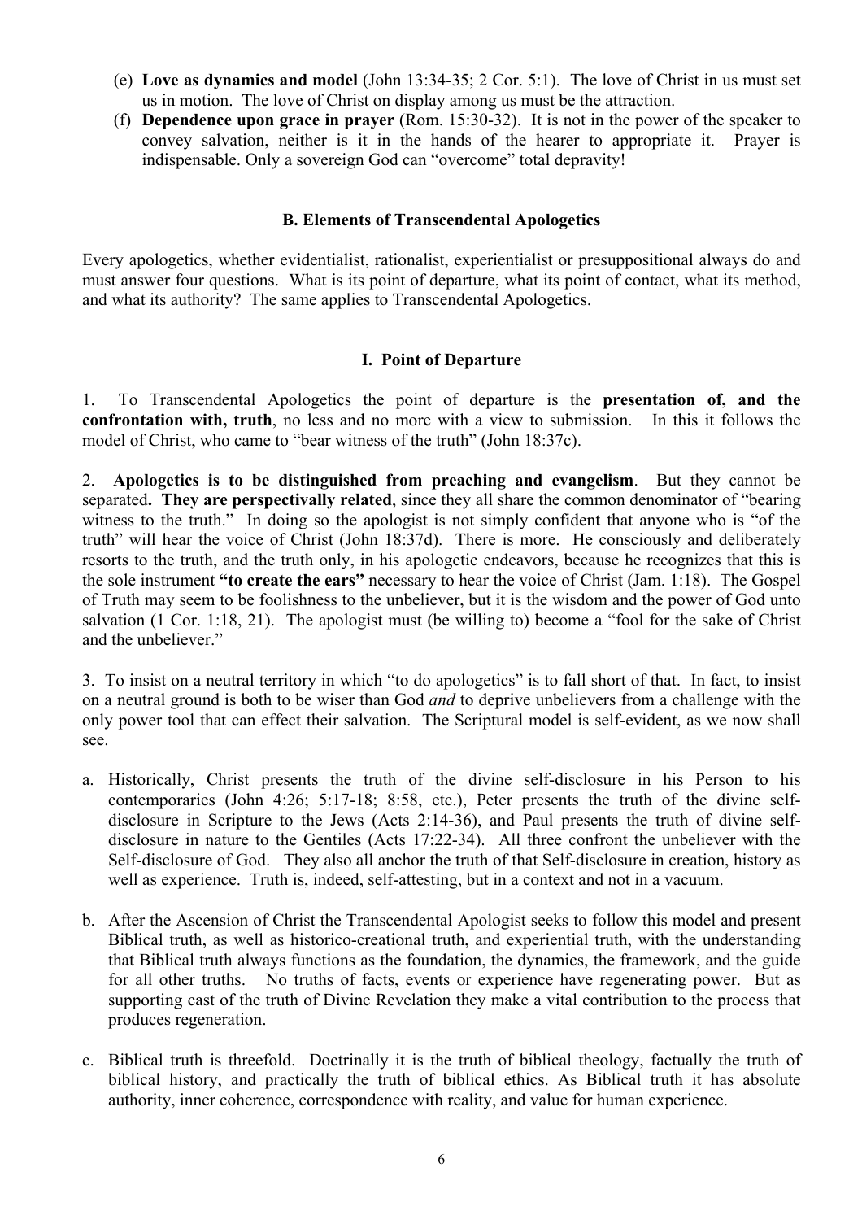(e) **Love as dynamics and model** (John 13:34-35; 2 Cor. 5:1). The love of Christ in us must set us in motion. The love of Christ on display among us must be the attraction.

(f) **Dependence upon grace in prayer** (Rom. 15:30-32). It is not in the power of the speaker to convey salvation, neither is it in the hands of the hearer to appropriate it. Prayer is indispensable. Only a sovereign God can "overcome" total depravity!

### B. Elements of Transcendental Apologetics

Every apologetics, whether evidentialist, rationalist, experientialist or presuppositional always do and must answer four questions. What is its point of departure, what its point of contact, what its method, and what its authority? The same applies to Transcendental Apologetics.

#### I. Point of Departure

1. To Transcendental Apologetics the point of departure is the **presentation of, and the confrontation with, truth**, no less and no more with a view to submission. In this it follows the model of Christ, who came to "bear witness of the truth" (John 18:37c).

2. **Apologetics is to be distinguished from preaching and evangelism**. But they cannot be separated**. They are perspectivally related**, since they all share the common denominator of "bearing witness to the truth." In doing so the apologist is not simply confident that anyone who is "of the truth" will hear the voice of Christ (John 18:37d). There is more. He consciously and deliberately resorts to the truth, and the truth only, in his apologetic endeavors, because he recognizes that this is the sole instrument **"to create the ears"** necessary to hear the voice of Christ (Jam. 1:18). The Gospel of Truth may seem to be foolishness to the unbeliever, but it is the wisdom and the power of God unto salvation (1 Cor. 1:18, 21). The apologist must (be willing to) become a "fool for the sake of Christ and the unbeliever."

3. To insist on a neutral territory in which "to do apologetics" is to fall short of that. In fact, to insist on a neutral ground is both to be wiser than God *and* to deprive unbelievers from a challenge with the only power tool that can effect their salvation. The Scriptural model is self-evident, as we now shall see.

a. Historically, Christ presents the truth of the divine self-disclosure in his Person to his contemporaries (John 4:26; 5:17-18; 8:58, etc.), Peter presents the truth of the divine self-disclosure in Scripture to the Jews (Acts 2:14-36), and Paul presents the truth of divine self-disclosure in nature to the Gentiles (Acts 17:22-34). All three confront the unbeliever with the Self-disclosure of God. They also all anchor the truth of that Self-disclosure in creation, history as well as experience. Truth is, indeed, self-attesting, but in a context and not in a vacuum.

b. After the Ascension of Christ the Transcendental Apologist seeks to follow this model and present Biblical truth, as well as historico-creational truth, and experiential truth, with the understanding that Biblical truth always functions as the foundation, the dynamics, the framework, and the guide for all other truths. No truths of facts, events or experience have regenerating power. But as supporting cast of the truth of Divine Revelation they make a vital contribution to the process that produces regeneration.

c. Biblical truth is threefold. Doctrinally it is the truth of biblical theology, factually the truth of biblical history, and practically the truth of biblical ethics. As Biblical truth it has absolute authority, inner coherence, correspondence with reality, and value for human experience.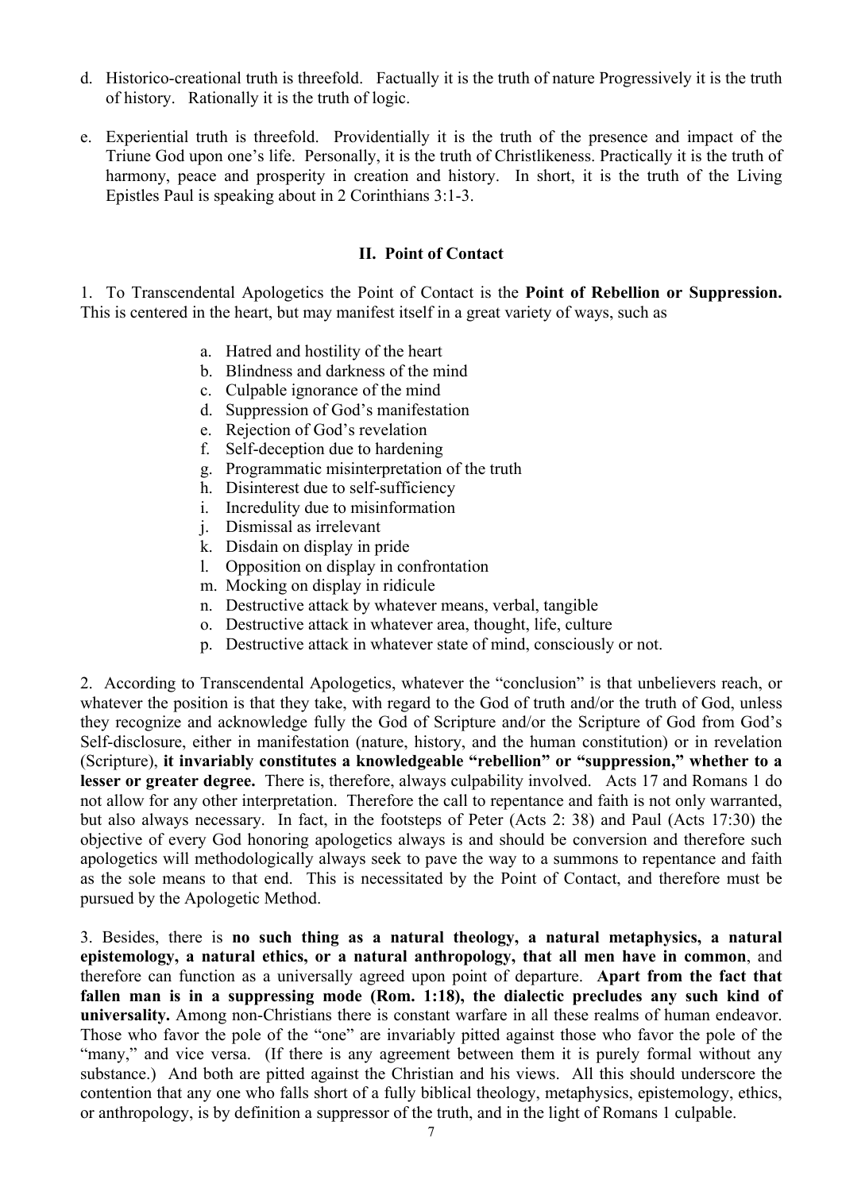d. Historico-creational truth is threefold. Factually it is the truth of nature Progressively it is the truth of history. Rationally it is the truth of logic.

e. Experiential truth is threefold. Providentially it is the truth of the presence and impact of the Triune God upon one's life. Personally, it is the truth of Christlikeness. Practically it is the truth of harmony, peace and prosperity in creation and history. In short, it is the truth of the Living Epistles Paul is speaking about in 2 Corinthians 3:1-3.

## II. Point of Contact

1. To Transcendental Apologetics the Point of Contact is the **Point of Rebellion or Suppression.** This is centered in the heart, but may manifest itself in a great variety of ways, such as

a. Hatred and hostility of the heart
b. Blindness and darkness of the mind
c. Culpable ignorance of the mind
d. Suppression of God's manifestation
e. Rejection of God's revelation
f. Self-deception due to hardening
g. Programmatic misinterpretation of the truth
h. Disinterest due to self-sufficiency
i. Incredulity due to misinformation
j. Dismissal as irrelevant
k. Disdain on display in pride
l. Opposition on display in confrontation
m. Mocking on display in ridicule
n. Destructive attack by whatever means, verbal, tangible
o. Destructive attack in whatever area, thought, life, culture
p. Destructive attack in whatever state of mind, consciously or not.

2. According to Transcendental Apologetics, whatever the "conclusion" is that unbelievers reach, or whatever the position is that they take, with regard to the God of truth and/or the truth of God, unless they recognize and acknowledge fully the God of Scripture and/or the Scripture of God from God's Self-disclosure, either in manifestation (nature, history, and the human constitution) or in revelation (Scripture), **it invariably constitutes a knowledgeable "rebellion" or "suppression," whether to a lesser or greater degree.** There is, therefore, always culpability involved. Acts 17 and Romans 1 do not allow for any other interpretation. Therefore the call to repentance and faith is not only warranted, but also always necessary. In fact, in the footsteps of Peter (Acts 2: 38) and Paul (Acts 17:30) the objective of every God honoring apologetics always is and should be conversion and therefore such apologetics will methodologically always seek to pave the way to a summons to repentance and faith as the sole means to that end. This is necessitated by the Point of Contact, and therefore must be pursued by the Apologetic Method.

3. Besides, there is **no such thing as a natural theology, a natural metaphysics, a natural epistemology, a natural ethics, or a natural anthropology, that all men have in common**, and therefore can function as a universally agreed upon point of departure. **Apart from the fact that fallen man is in a suppressing mode (Rom. 1:18), the dialectic precludes any such kind of universality.** Among non-Christians there is constant warfare in all these realms of human endeavor. Those who favor the pole of the "one" are invariably pitted against those who favor the pole of the "many," and vice versa. (If there is any agreement between them it is purely formal without any substance.) And both are pitted against the Christian and his views. All this should underscore the contention that any one who falls short of a fully biblical theology, metaphysics, epistemology, ethics, or anthropology, is by definition a suppressor of the truth, and in the light of Romans 1 culpable.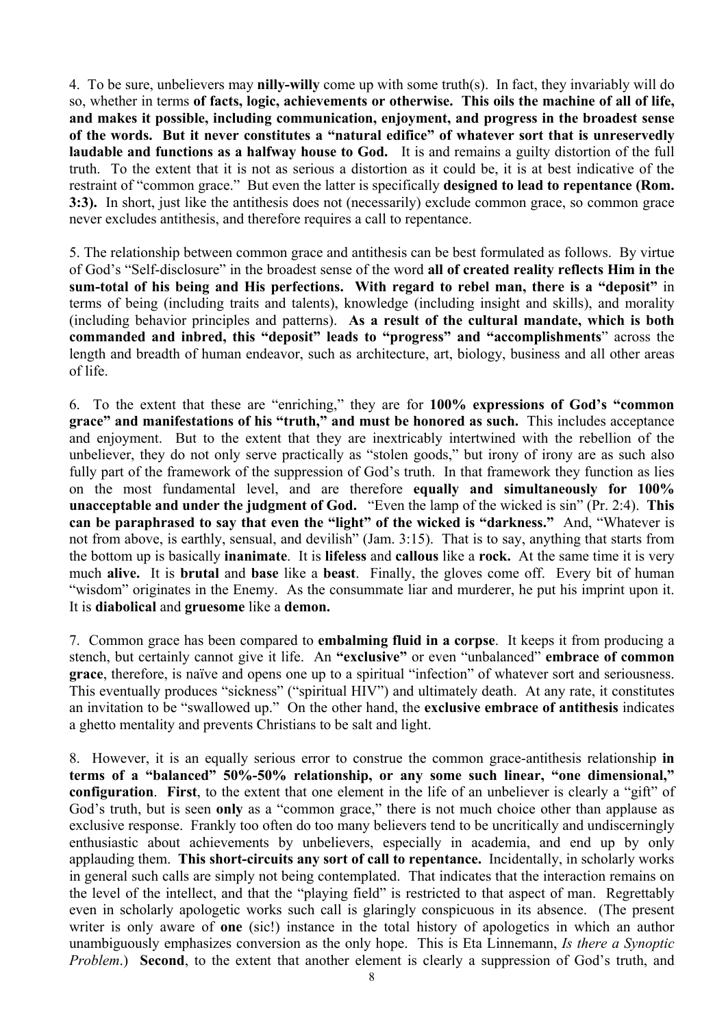4. To be sure, unbelievers may **nilly-willy** come up with some truth(s). In fact, they invariably will do so, whether in terms **of facts, logic, achievements or otherwise. This oils the machine of all of life, and makes it possible, including communication, enjoyment, and progress in the broadest sense of the words. But it never constitutes a "natural edifice" of whatever sort that is unreservedly laudable and functions as a halfway house to God.** It is and remains a guilty distortion of the full truth. To the extent that it is not as serious a distortion as it could be, it is at best indicative of the restraint of "common grace." But even the latter is specifically **designed to lead to repentance (Rom. 3:3).** In short, just like the antithesis does not (necessarily) exclude common grace, so common grace never excludes antithesis, and therefore requires a call to repentance.

5. The relationship between common grace and antithesis can be best formulated as follows. By virtue of God's "Self-disclosure" in the broadest sense of the word **all of created reality reflects Him in the sum-total of his being and His perfections. With regard to rebel man, there is a "deposit"** in terms of being (including traits and talents), knowledge (including insight and skills), and morality (including behavior principles and patterns). **As a result of the cultural mandate, which is both commanded and inbred, this "deposit" leads to "progress" and "accomplishments**" across the length and breadth of human endeavor, such as architecture, art, biology, business and all other areas of life.

6. To the extent that these are "enriching," they are for **100% expressions of God's "common grace" and manifestations of his "truth," and must be honored as such.** This includes acceptance and enjoyment. But to the extent that they are inextricably intertwined with the rebellion of the unbeliever, they do not only serve practically as "stolen goods," but irony of irony are as such also fully part of the framework of the suppression of God's truth. In that framework they function as lies on the most fundamental level, and are therefore **equally and simultaneously for 100% unacceptable and under the judgment of God.** "Even the lamp of the wicked is sin" (Pr. 2:4). **This can be paraphrased to say that even the "light" of the wicked is "darkness."** And, "Whatever is not from above, is earthly, sensual, and devilish" (Jam. 3:15). That is to say, anything that starts from the bottom up is basically **inanimate**. It is **lifeless** and **callous** like a **rock.** At the same time it is very much **alive.** It is **brutal** and **base** like a **beast**. Finally, the gloves come off. Every bit of human "wisdom" originates in the Enemy. As the consummate liar and murderer, he put his imprint upon it. It is **diabolical** and **gruesome** like a **demon.**

7. Common grace has been compared to **embalming fluid in a corpse**. It keeps it from producing a stench, but certainly cannot give it life. An **"exclusive"** or even "unbalanced" **embrace of common grace**, therefore, is naïve and opens one up to a spiritual "infection" of whatever sort and seriousness. This eventually produces "sickness" ("spiritual HIV") and ultimately death. At any rate, it constitutes an invitation to be "swallowed up." On the other hand, the **exclusive embrace of antithesis** indicates a ghetto mentality and prevents Christians to be salt and light.

8. However, it is an equally serious error to construe the common grace-antithesis relationship **in terms of a "balanced" 50%-50% relationship, or any some such linear, "one dimensional," configuration**. **First**, to the extent that one element in the life of an unbeliever is clearly a "gift" of God's truth, but is seen **only** as a "common grace," there is not much choice other than applause as exclusive response. Frankly too often do too many believers tend to be uncritically and undiscerningly enthusiastic about achievements by unbelievers, especially in academia, and end up by only applauding them. **This short-circuits any sort of call to repentance.** Incidentally, in scholarly works in general such calls are simply not being contemplated. That indicates that the interaction remains on the level of the intellect, and that the "playing field" is restricted to that aspect of man. Regrettably even in scholarly apologetic works such call is glaringly conspicuous in its absence. (The present writer is only aware of **one** (sic!) instance in the total history of apologetics in which an author unambiguously emphasizes conversion as the only hope. This is Eta Linnemann, *Is there a Synoptic Problem*.) **Second**, to the extent that another element is clearly a suppression of God's truth, and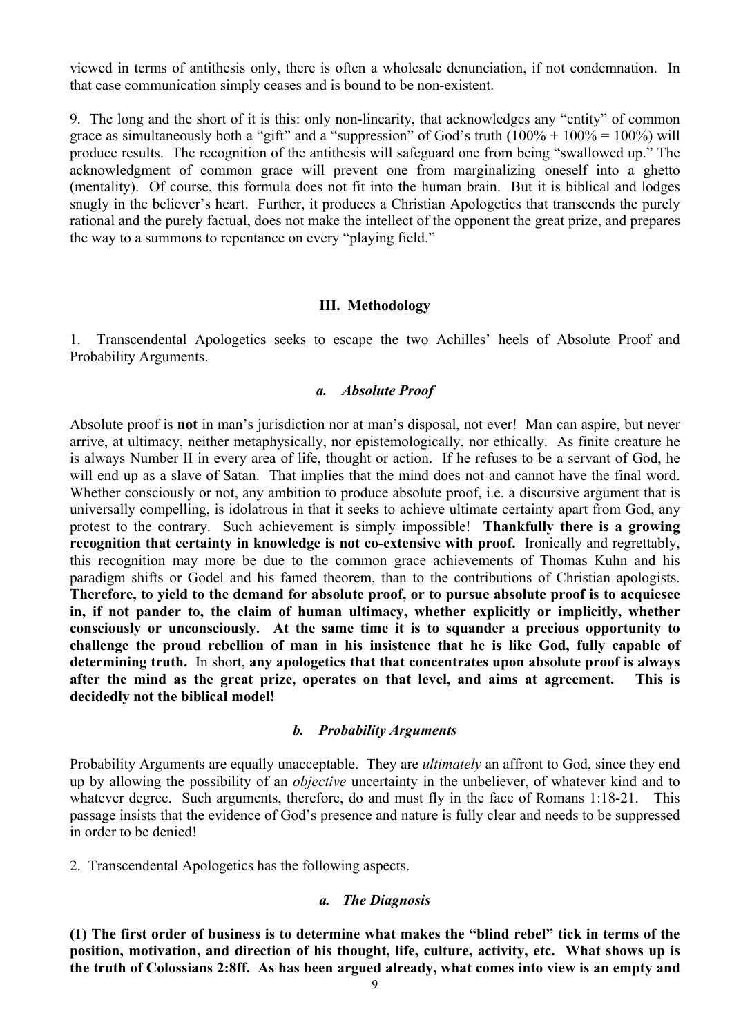viewed in terms of antithesis only, there is often a wholesale denunciation, if not condemnation. In that case communication simply ceases and is bound to be non-existent.

9. The long and the short of it is this: only non-linearity, that acknowledges any "entity" of common grace as simultaneously both a "gift" and a "suppression" of God's truth (100% + 100% = 100%) will produce results. The recognition of the antithesis will safeguard one from being "swallowed up." The acknowledgment of common grace will prevent one from marginalizing oneself into a ghetto (mentality). Of course, this formula does not fit into the human brain. But it is biblical and lodges snugly in the believer's heart. Further, it produces a Christian Apologetics that transcends the purely rational and the purely factual, does not make the intellect of the opponent the great prize, and prepares the way to a summons to repentance on every "playing field."

### III. Methodology

1. Transcendental Apologetics seeks to escape the two Achilles' heels of Absolute Proof and Probability Arguments.

#### *a. Absolute Proof*

Absolute proof is **not** in man's jurisdiction nor at man's disposal, not ever! Man can aspire, but never arrive, at ultimacy, neither metaphysically, nor epistemologically, nor ethically. As finite creature he is always Number II in every area of life, thought or action. If he refuses to be a servant of God, he will end up as a slave of Satan. That implies that the mind does not and cannot have the final word. Whether consciously or not, any ambition to produce absolute proof, i.e. a discursive argument that is universally compelling, is idolatrous in that it seeks to achieve ultimate certainty apart from God, any protest to the contrary. Such achievement is simply impossible! **Thankfully there is a growing recognition that certainty in knowledge is not co-extensive with proof.** Ironically and regrettably, this recognition may more be due to the common grace achievements of Thomas Kuhn and his paradigm shifts or Godel and his famed theorem, than to the contributions of Christian apologists. **Therefore, to yield to the demand for absolute proof, or to pursue absolute proof is to acquiesce in, if not pander to, the claim of human ultimacy, whether explicitly or implicitly, whether consciously or unconsciously. At the same time it is to squander a precious opportunity to challenge the proud rebellion of man in his insistence that he is like God, fully capable of determining truth.** In short, **any apologetics that that concentrates upon absolute proof is always after the mind as the great prize, operates on that level, and aims at agreement. This is decidedly not the biblical model!**

#### *b. Probability Arguments*

Probability Arguments are equally unacceptable. They are *ultimately* an affront to God, since they end up by allowing the possibility of an *objective* uncertainty in the unbeliever, of whatever kind and to whatever degree. Such arguments, therefore, do and must fly in the face of Romans 1:18-21. This passage insists that the evidence of God's presence and nature is fully clear and needs to be suppressed in order to be denied!

2. Transcendental Apologetics has the following aspects.

#### *a. The Diagnosis*

**(1) The first order of business is to determine what makes the "blind rebel" tick in terms of the position, motivation, and direction of his thought, life, culture, activity, etc. What shows up is the truth of Colossians 2:8ff. As has been argued already, what comes into view is an empty and**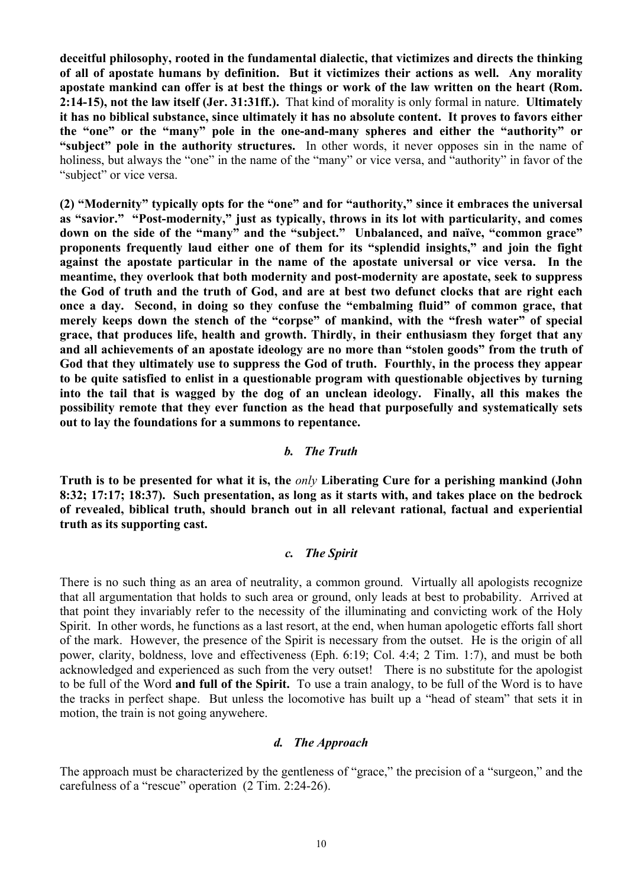**deceitful philosophy, rooted in the fundamental dialectic, that victimizes and directs the thinking of all of apostate humans by definition. But it victimizes their actions as well. Any morality apostate mankind can offer is at best the things or work of the law written on the heart (Rom. 2:14-15), not the law itself (Jer. 31:31ff.).** That kind of morality is only formal in nature. **Ultimately it has no biblical substance, since ultimately it has no absolute content. It proves to favors either the "one" or the "many" pole in the one-and-many spheres and either the "authority" or "subject" pole in the authority structures.** In other words, it never opposes sin in the name of holiness, but always the "one" in the name of the "many" or vice versa, and "authority" in favor of the "subject" or vice versa.

**(2) "Modernity" typically opts for the "one" and for "authority," since it embraces the universal as "savior." "Post-modernity," just as typically, throws in its lot with particularity, and comes down on the side of the "many" and the "subject." Unbalanced, and naïve, "common grace" proponents frequently laud either one of them for its "splendid insights," and join the fight against the apostate particular in the name of the apostate universal or vice versa. In the meantime, they overlook that both modernity and post-modernity are apostate, seek to suppress the God of truth and the truth of God, and are at best two defunct clocks that are right each once a day. Second, in doing so they confuse the "embalming fluid" of common grace, that merely keeps down the stench of the "corpse" of mankind, with the "fresh water" of special grace, that produces life, health and growth. Thirdly, in their enthusiasm they forget that any and all achievements of an apostate ideology are no more than "stolen goods" from the truth of God that they ultimately use to suppress the God of truth. Fourthly, in the process they appear to be quite satisfied to enlist in a questionable program with questionable objectives by turning into the tail that is wagged by the dog of an unclean ideology. Finally, all this makes the possibility remote that they ever function as the head that purposefully and systematically sets out to lay the foundations for a summons to repentance.**

### *b. The Truth*

**Truth is to be presented for what it is, the *only* Liberating Cure for a perishing mankind (John 8:32; 17:17; 18:37). Such presentation, as long as it starts with, and takes place on the bedrock of revealed, biblical truth, should branch out in all relevant rational, factual and experiential truth as its supporting cast.**

### *c. The Spirit*

There is no such thing as an area of neutrality, a common ground. Virtually all apologists recognize that all argumentation that holds to such area or ground, only leads at best to probability. Arrived at that point they invariably refer to the necessity of the illuminating and convicting work of the Holy Spirit. In other words, he functions as a last resort, at the end, when human apologetic efforts fall short of the mark. However, the presence of the Spirit is necessary from the outset. He is the origin of all power, clarity, boldness, love and effectiveness (Eph. 6:19; Col. 4:4; 2 Tim. 1:7), and must be both acknowledged and experienced as such from the very outset! There is no substitute for the apologist to be full of the Word **and full of the Spirit.** To use a train analogy, to be full of the Word is to have the tracks in perfect shape. But unless the locomotive has built up a "head of steam" that sets it in motion, the train is not going anywehere.

### *d. The Approach*

The approach must be characterized by the gentleness of "grace," the precision of a "surgeon," and the carefulness of a "rescue" operation (2 Tim. 2:24-26).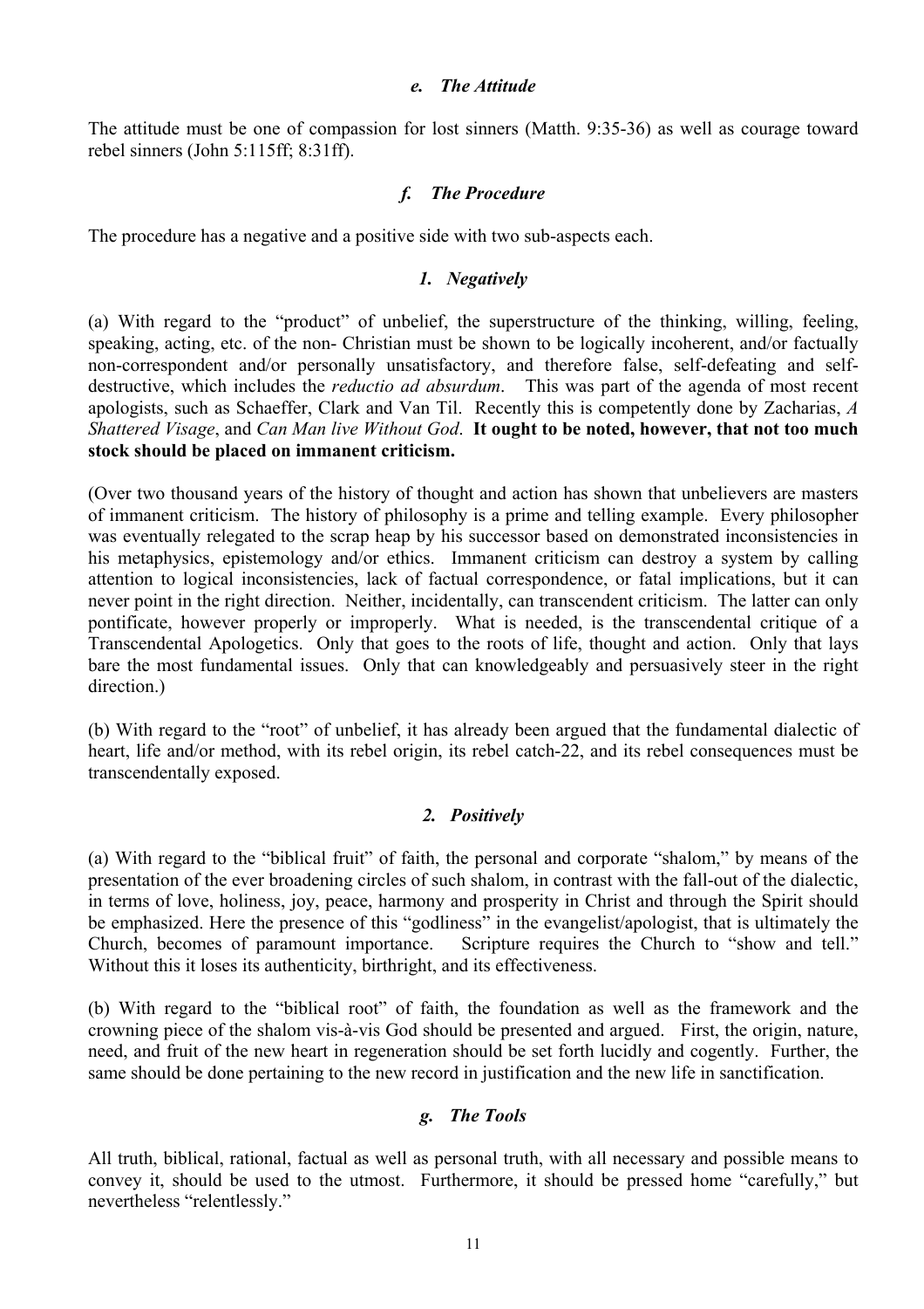#### *e. The Attitude*

The attitude must be one of compassion for lost sinners (Matth. 9:35-36) as well as courage toward rebel sinners (John 5:115ff; 8:31ff).

#### *f. The Procedure*

The procedure has a negative and a positive side with two sub-aspects each.

##### *1. Negatively*

(a) With regard to the "product" of unbelief, the superstructure of the thinking, willing, feeling, speaking, acting, etc. of the non- Christian must be shown to be logically incoherent, and/or factually non-correspondent and/or personally unsatisfactory, and therefore false, self-defeating and self-destructive, which includes the *reductio ad absurdum*. This was part of the agenda of most recent apologists, such as Schaeffer, Clark and Van Til. Recently this is competently done by Zacharias, *A Shattered Visage*, and *Can Man live Without God*. **It ought to be noted, however, that not too much stock should be placed on immanent criticism.**

(Over two thousand years of the history of thought and action has shown that unbelievers are masters of immanent criticism. The history of philosophy is a prime and telling example. Every philosopher was eventually relegated to the scrap heap by his successor based on demonstrated inconsistencies in his metaphysics, epistemology and/or ethics. Immanent criticism can destroy a system by calling attention to logical inconsistencies, lack of factual correspondence, or fatal implications, but it can never point in the right direction. Neither, incidentally, can transcendent criticism. The latter can only pontificate, however properly or improperly. What is needed, is the transcendental critique of a Transcendental Apologetics. Only that goes to the roots of life, thought and action. Only that lays bare the most fundamental issues. Only that can knowledgeably and persuasively steer in the right direction.)

(b) With regard to the "root" of unbelief, it has already been argued that the fundamental dialectic of heart, life and/or method, with its rebel origin, its rebel catch-22, and its rebel consequences must be transcendentally exposed.

##### *2. Positively*

(a) With regard to the "biblical fruit" of faith, the personal and corporate "shalom," by means of the presentation of the ever broadening circles of such shalom, in contrast with the fall-out of the dialectic, in terms of love, holiness, joy, peace, harmony and prosperity in Christ and through the Spirit should be emphasized. Here the presence of this "godliness" in the evangelist/apologist, that is ultimately the Church, becomes of paramount importance. Scripture requires the Church to "show and tell." Without this it loses its authenticity, birthright, and its effectiveness.

(b) With regard to the "biblical root" of faith, the foundation as well as the framework and the crowning piece of the shalom vis-à-vis God should be presented and argued. First, the origin, nature, need, and fruit of the new heart in regeneration should be set forth lucidly and cogently. Further, the same should be done pertaining to the new record in justification and the new life in sanctification.

#### *g. The Tools*

All truth, biblical, rational, factual as well as personal truth, with all necessary and possible means to convey it, should be used to the utmost. Furthermore, it should be pressed home "carefully," but nevertheless "relentlessly."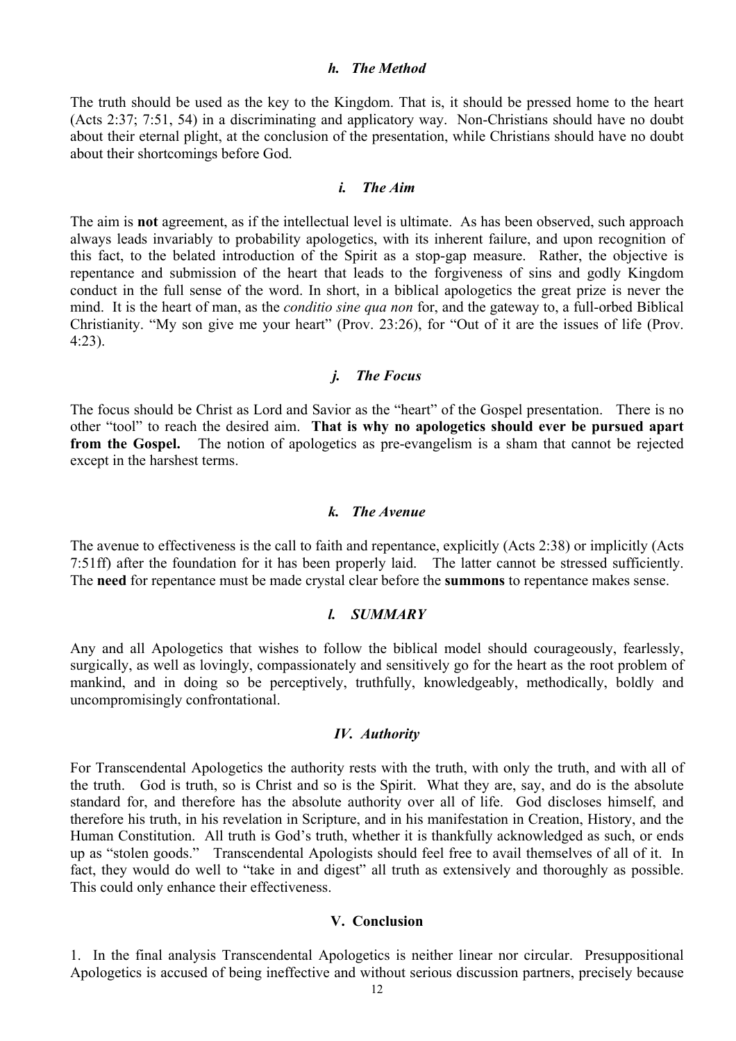### *h. The Method*

The truth should be used as the key to the Kingdom. That is, it should be pressed home to the heart (Acts 2:37; 7:51, 54) in a discriminating and applicatory way. Non-Christians should have no doubt about their eternal plight, at the conclusion of the presentation, while Christians should have no doubt about their shortcomings before God.

### *i. The Aim*

The aim is **not** agreement, as if the intellectual level is ultimate. As has been observed, such approach always leads invariably to probability apologetics, with its inherent failure, and upon recognition of this fact, to the belated introduction of the Spirit as a stop-gap measure. Rather, the objective is repentance and submission of the heart that leads to the forgiveness of sins and godly Kingdom conduct in the full sense of the word. In short, in a biblical apologetics the great prize is never the mind. It is the heart of man, as the *conditio sine qua non* for, and the gateway to, a full-orbed Biblical Christianity. "My son give me your heart" (Prov. 23:26), for "Out of it are the issues of life (Prov. 4:23).

### *j. The Focus*

The focus should be Christ as Lord and Savior as the "heart" of the Gospel presentation. There is no other "tool" to reach the desired aim. **That is why no apologetics should ever be pursued apart from the Gospel.** The notion of apologetics as pre-evangelism is a sham that cannot be rejected except in the harshest terms.

### *k. The Avenue*

The avenue to effectiveness is the call to faith and repentance, explicitly (Acts 2:38) or implicitly (Acts 7:51ff) after the foundation for it has been properly laid. The latter cannot be stressed sufficiently. The **need** for repentance must be made crystal clear before the **summons** to repentance makes sense.

### *l. SUMMARY*

Any and all Apologetics that wishes to follow the biblical model should courageously, fearlessly, surgically, as well as lovingly, compassionately and sensitively go for the heart as the root problem of mankind, and in doing so be perceptively, truthfully, knowledgeably, methodically, boldly and uncompromisingly confrontational.

## *IV. Authority*

For Transcendental Apologetics the authority rests with the truth, with only the truth, and with all of the truth. God is truth, so is Christ and so is the Spirit. What they are, say, and do is the absolute standard for, and therefore has the absolute authority over all of life. God discloses himself, and therefore his truth, in his revelation in Scripture, and in his manifestation in Creation, History, and the Human Constitution. All truth is God's truth, whether it is thankfully acknowledged as such, or ends up as "stolen goods." Transcendental Apologists should feel free to avail themselves of all of it. In fact, they would do well to "take in and digest" all truth as extensively and thoroughly as possible. This could only enhance their effectiveness.

## V. Conclusion

1. In the final analysis Transcendental Apologetics is neither linear nor circular. Presuppositional Apologetics is accused of being ineffective and without serious discussion partners, precisely because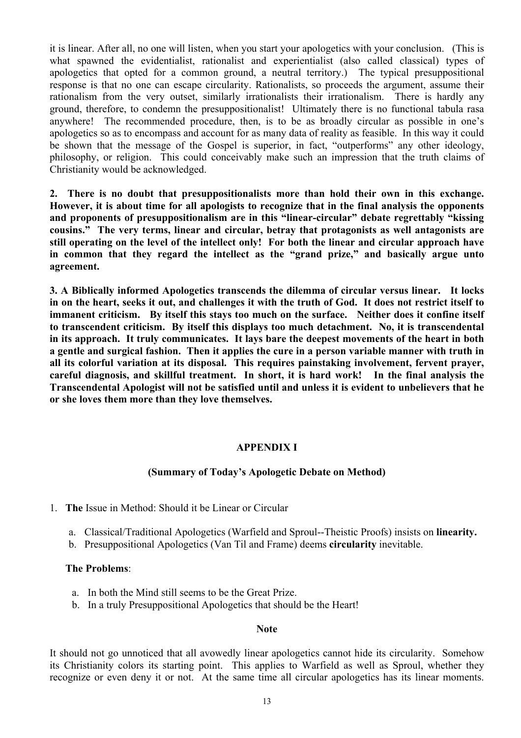it is linear. After all, no one will listen, when you start your apologetics with your conclusion. (This is what spawned the evidentialist, rationalist and experientialist (also called classical) types of apologetics that opted for a common ground, a neutral territory.) The typical presuppositional response is that no one can escape circularity. Rationalists, so proceeds the argument, assume their rationalism from the very outset, similarly irrationalists their irrationalism. There is hardly any ground, therefore, to condemn the presuppositionalist! Ultimately there is no functional tabula rasa anywhere! The recommended procedure, then, is to be as broadly circular as possible in one's apologetics so as to encompass and account for as many data of reality as feasible. In this way it could be shown that the message of the Gospel is superior, in fact, "outperforms" any other ideology, philosophy, or religion. This could conceivably make such an impression that the truth claims of Christianity would be acknowledged.

**2. There is no doubt that presuppositionalists more than hold their own in this exchange. However, it is about time for all apologists to recognize that in the final analysis the opponents and proponents of presuppositionalism are in this "linear-circular" debate regrettably "kissing cousins." The very terms, linear and circular, betray that protagonists as well antagonists are still operating on the level of the intellect only! For both the linear and circular approach have in common that they regard the intellect as the "grand prize," and basically argue unto agreement.**

**3. A Biblically informed Apologetics transcends the dilemma of circular versus linear. It locks in on the heart, seeks it out, and challenges it with the truth of God. It does not restrict itself to immanent criticism. By itself this stays too much on the surface. Neither does it confine itself to transcendent criticism. By itself this displays too much detachment. No, it is transcendental in its approach. It truly communicates. It lays bare the deepest movements of the heart in both a gentle and surgical fashion. Then it applies the cure in a person variable manner with truth in all its colorful variation at its disposal. This requires painstaking involvement, fervent prayer, careful diagnosis, and skillful treatment. In short, it is hard work! In the final analysis the Transcendental Apologist will not be satisfied until and unless it is evident to unbelievers that he or she loves them more than they love themselves.**

## APPENDIX I

### (Summary of Today's Apologetic Debate on Method)

1. **The** Issue in Method: Should it be Linear or Circular

   a. Classical/Traditional Apologetics (Warfield and Sproul--Theistic Proofs) insists on **linearity.**
   b. Presuppositional Apologetics (Van Til and Frame) deems **circularity** inevitable.

   **The Problems**:

   a. In both the Mind still seems to be the Great Prize.
   b. In a truly Presuppositional Apologetics that should be the Heart!

**Note**

It should not go unnoticed that all avowedly linear apologetics cannot hide its circularity. Somehow its Christianity colors its starting point. This applies to Warfield as well as Sproul, whether they recognize or even deny it or not. At the same time all circular apologetics has its linear moments.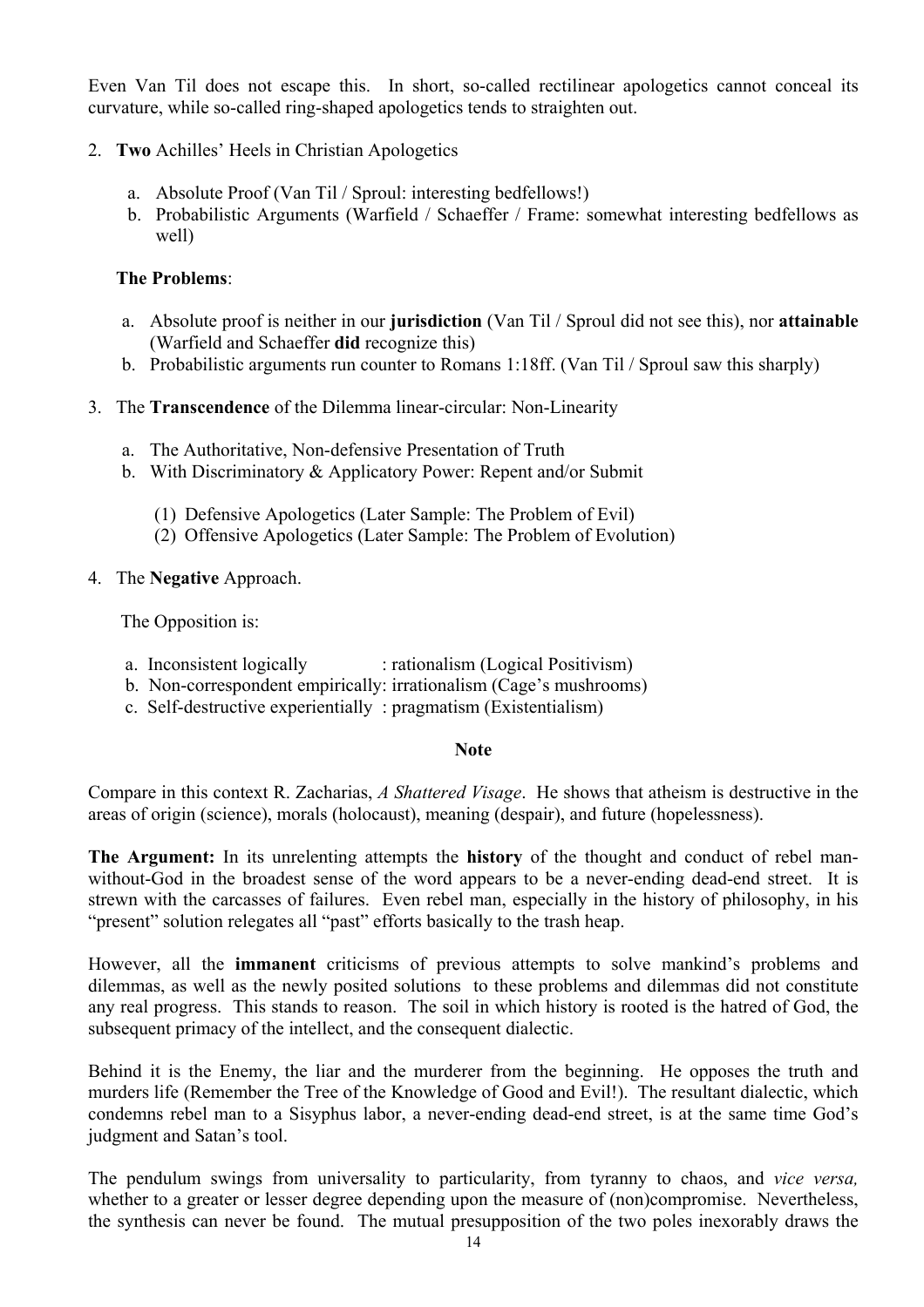Even Van Til does not escape this. In short, so-called rectilinear apologetics cannot conceal its curvature, while so-called ring-shaped apologetics tends to straighten out.

2. **Two** Achilles' Heels in Christian Apologetics

   a. Absolute Proof (Van Til / Sproul: interesting bedfellows!)
   b. Probabilistic Arguments (Warfield / Schaeffer / Frame: somewhat interesting bedfellows as well)

   **The Problems**:

   a. Absolute proof is neither in our **jurisdiction** (Van Til / Sproul did not see this), nor **attainable** (Warfield and Schaeffer **did** recognize this)
   b. Probabilistic arguments run counter to Romans 1:18ff. (Van Til / Sproul saw this sharply)

3. The **Transcendence** of the Dilemma linear-circular: Non-Linearity

   a. The Authoritative, Non-defensive Presentation of Truth
   b. With Discriminatory & Applicatory Power: Repent and/or Submit

      (1) Defensive Apologetics (Later Sample: The Problem of Evil)
      (2) Offensive Apologetics (Later Sample: The Problem of Evolution)

4. The **Negative** Approach.

   The Opposition is:

   a. Inconsistent logically : rationalism (Logical Positivism)
   b. Non-correspondent empirically: irrationalism (Cage's mushrooms)
   c. Self-destructive experientially : pragmatism (Existentialism)

**Note**

Compare in this context R. Zacharias, *A Shattered Visage*. He shows that atheism is destructive in the areas of origin (science), morals (holocaust), meaning (despair), and future (hopelessness).

**The Argument:** In its unrelenting attempts the **history** of the thought and conduct of rebel man-without-God in the broadest sense of the word appears to be a never-ending dead-end street. It is strewn with the carcasses of failures. Even rebel man, especially in the history of philosophy, in his "present" solution relegates all "past" efforts basically to the trash heap.

However, all the **immanent** criticisms of previous attempts to solve mankind's problems and dilemmas, as well as the newly posited solutions to these problems and dilemmas did not constitute any real progress. This stands to reason. The soil in which history is rooted is the hatred of God, the subsequent primacy of the intellect, and the consequent dialectic.

Behind it is the Enemy, the liar and the murderer from the beginning. He opposes the truth and murders life (Remember the Tree of the Knowledge of Good and Evil!). The resultant dialectic, which condemns rebel man to a Sisyphus labor, a never-ending dead-end street, is at the same time God's judgment and Satan's tool.

The pendulum swings from universality to particularity, from tyranny to chaos, and *vice versa,* whether to a greater or lesser degree depending upon the measure of (non)compromise. Nevertheless, the synthesis can never be found. The mutual presupposition of the two poles inexorably draws the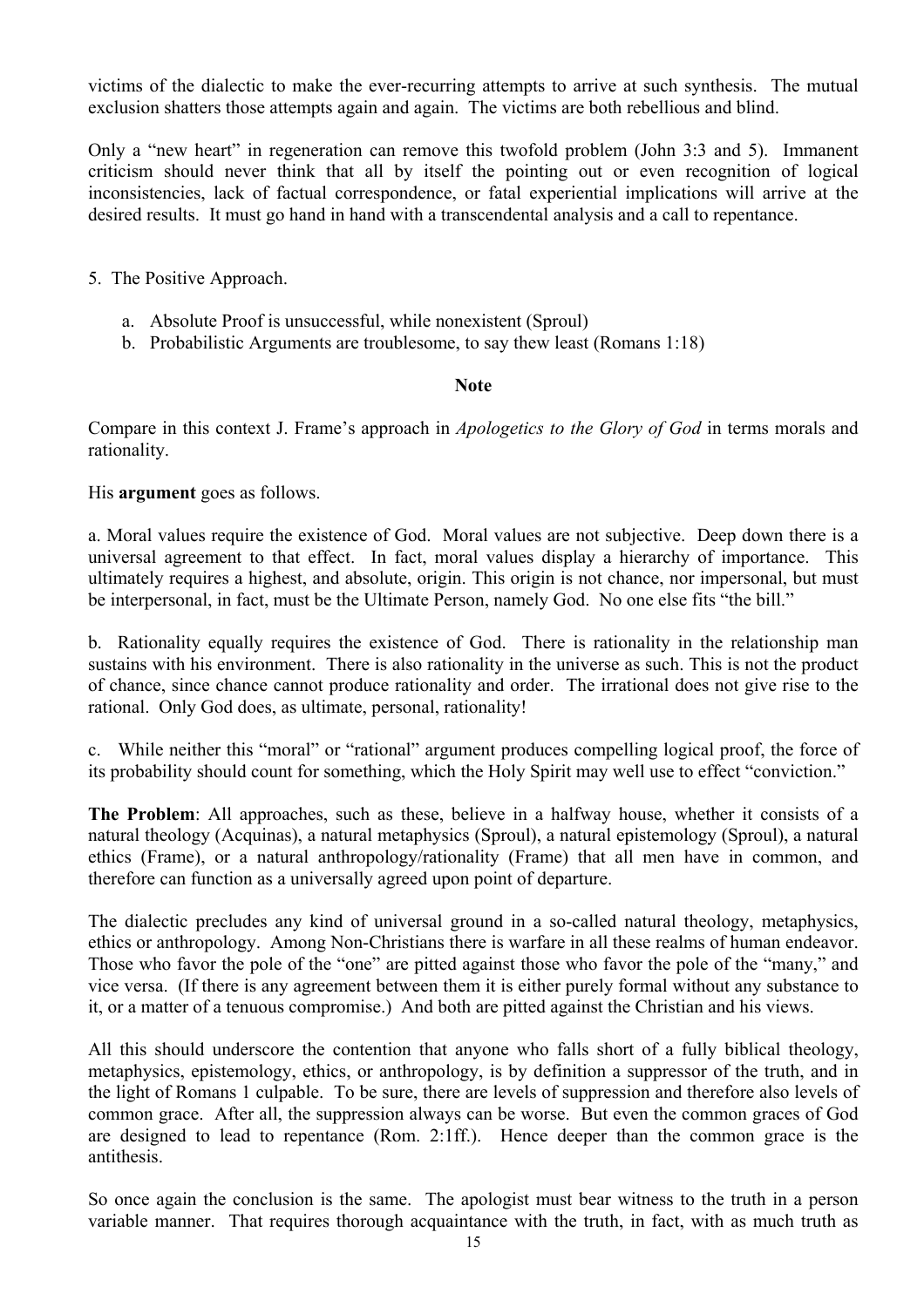victims of the dialectic to make the ever-recurring attempts to arrive at such synthesis. The mutual exclusion shatters those attempts again and again. The victims are both rebellious and blind.

Only a "new heart" in regeneration can remove this twofold problem (John 3:3 and 5). Immanent criticism should never think that all by itself the pointing out or even recognition of logical inconsistencies, lack of factual correspondence, or fatal experiential implications will arrive at the desired results. It must go hand in hand with a transcendental analysis and a call to repentance.

5. The Positive Approach.

   a. Absolute Proof is unsuccessful, while nonexistent (Sproul)
   b. Probabilistic Arguments are troublesome, to say thew least (Romans 1:18)

**Note**

Compare in this context J. Frame's approach in *Apologetics to the Glory of God* in terms morals and rationality.

His **argument** goes as follows.

a. Moral values require the existence of God. Moral values are not subjective. Deep down there is a universal agreement to that effect. In fact, moral values display a hierarchy of importance. This ultimately requires a highest, and absolute, origin. This origin is not chance, nor impersonal, but must be interpersonal, in fact, must be the Ultimate Person, namely God. No one else fits "the bill."

b. Rationality equally requires the existence of God. There is rationality in the relationship man sustains with his environment. There is also rationality in the universe as such. This is not the product of chance, since chance cannot produce rationality and order. The irrational does not give rise to the rational. Only God does, as ultimate, personal, rationality!

c. While neither this "moral" or "rational" argument produces compelling logical proof, the force of its probability should count for something, which the Holy Spirit may well use to effect "conviction."

**The Problem**: All approaches, such as these, believe in a halfway house, whether it consists of a natural theology (Acquinas), a natural metaphysics (Sproul), a natural epistemology (Sproul), a natural ethics (Frame), or a natural anthropology/rationality (Frame) that all men have in common, and therefore can function as a universally agreed upon point of departure.

The dialectic precludes any kind of universal ground in a so-called natural theology, metaphysics, ethics or anthropology. Among Non-Christians there is warfare in all these realms of human endeavor. Those who favor the pole of the "one" are pitted against those who favor the pole of the "many," and vice versa. (If there is any agreement between them it is either purely formal without any substance to it, or a matter of a tenuous compromise.) And both are pitted against the Christian and his views.

All this should underscore the contention that anyone who falls short of a fully biblical theology, metaphysics, epistemology, ethics, or anthropology, is by definition a suppressor of the truth, and in the light of Romans 1 culpable. To be sure, there are levels of suppression and therefore also levels of common grace. After all, the suppression always can be worse. But even the common graces of God are designed to lead to repentance (Rom. 2:1ff.). Hence deeper than the common grace is the antithesis.

So once again the conclusion is the same. The apologist must bear witness to the truth in a person variable manner. That requires thorough acquaintance with the truth, in fact, with as much truth as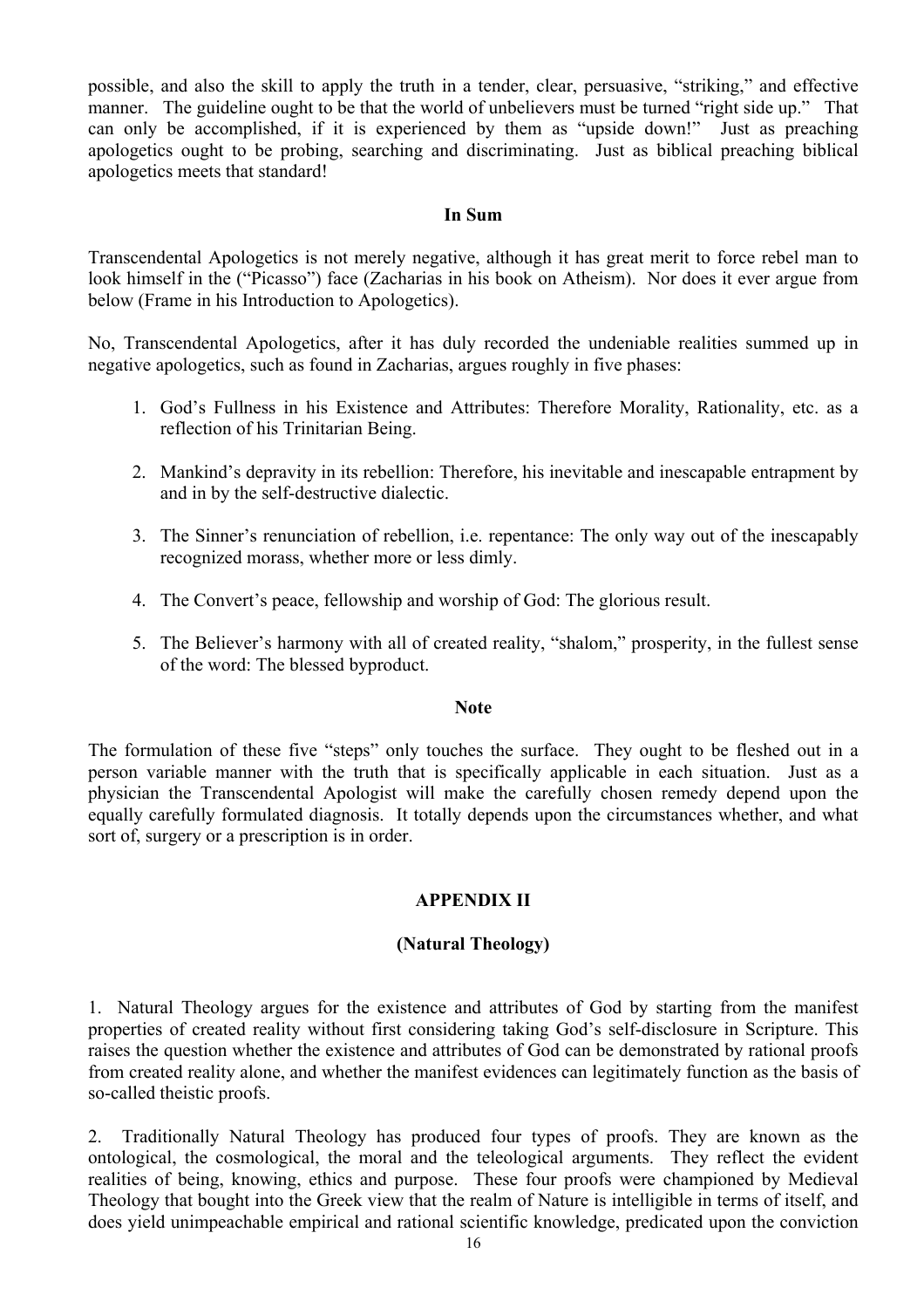possible, and also the skill to apply the truth in a tender, clear, persuasive, "striking," and effective manner. The guideline ought to be that the world of unbelievers must be turned "right side up." That can only be accomplished, if it is experienced by them as "upside down!" Just as preaching apologetics ought to be probing, searching and discriminating. Just as biblical preaching biblical apologetics meets that standard!

### In Sum

Transcendental Apologetics is not merely negative, although it has great merit to force rebel man to look himself in the ("Picasso") face (Zacharias in his book on Atheism). Nor does it ever argue from below (Frame in his Introduction to Apologetics).

No, Transcendental Apologetics, after it has duly recorded the undeniable realities summed up in negative apologetics, such as found in Zacharias, argues roughly in five phases:

1. God's Fullness in his Existence and Attributes: Therefore Morality, Rationality, etc. as a reflection of his Trinitarian Being.

2. Mankind's depravity in its rebellion: Therefore, his inevitable and inescapable entrapment by and in by the self-destructive dialectic.

3. The Sinner's renunciation of rebellion, i.e. repentance: The only way out of the inescapably recognized morass, whether more or less dimly.

4. The Convert's peace, fellowship and worship of God: The glorious result.

5. The Believer's harmony with all of created reality, "shalom," prosperity, in the fullest sense of the word: The blessed byproduct.

### Note

The formulation of these five "steps" only touches the surface. They ought to be fleshed out in a person variable manner with the truth that is specifically applicable in each situation. Just as a physician the Transcendental Apologist will make the carefully chosen remedy depend upon the equally carefully formulated diagnosis. It totally depends upon the circumstances whether, and what sort of, surgery or a prescription is in order.

## APPENDIX II

### (Natural Theology)

1. Natural Theology argues for the existence and attributes of God by starting from the manifest properties of created reality without first considering taking God's self-disclosure in Scripture. This raises the question whether the existence and attributes of God can be demonstrated by rational proofs from created reality alone, and whether the manifest evidences can legitimately function as the basis of so-called theistic proofs.

2. Traditionally Natural Theology has produced four types of proofs. They are known as the ontological, the cosmological, the moral and the teleological arguments. They reflect the evident realities of being, knowing, ethics and purpose. These four proofs were championed by Medieval Theology that bought into the Greek view that the realm of Nature is intelligible in terms of itself, and does yield unimpeachable empirical and rational scientific knowledge, predicated upon the conviction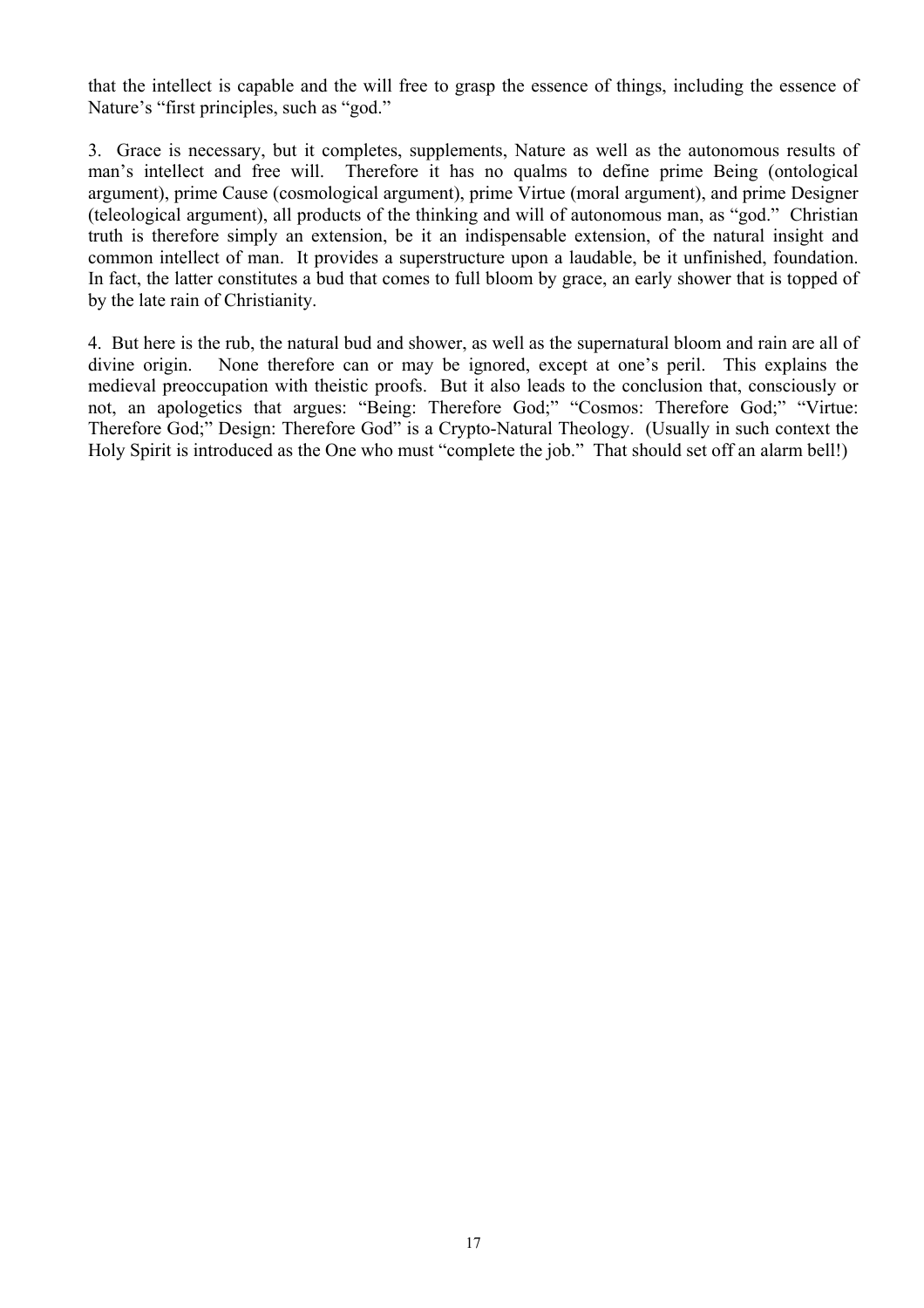that the intellect is capable and the will free to grasp the essence of things, including the essence of Nature's "first principles, such as "god."

3. Grace is necessary, but it completes, supplements, Nature as well as the autonomous results of man's intellect and free will. Therefore it has no qualms to define prime Being (ontological argument), prime Cause (cosmological argument), prime Virtue (moral argument), and prime Designer (teleological argument), all products of the thinking and will of autonomous man, as "god." Christian truth is therefore simply an extension, be it an indispensable extension, of the natural insight and common intellect of man. It provides a superstructure upon a laudable, be it unfinished, foundation. In fact, the latter constitutes a bud that comes to full bloom by grace, an early shower that is topped of by the late rain of Christianity.

4. But here is the rub, the natural bud and shower, as well as the supernatural bloom and rain are all of divine origin. None therefore can or may be ignored, except at one's peril. This explains the medieval preoccupation with theistic proofs. But it also leads to the conclusion that, consciously or not, an apologetics that argues: "Being: Therefore God;" "Cosmos: Therefore God;" "Virtue: Therefore God;" Design: Therefore God" is a Crypto-Natural Theology. (Usually in such context the Holy Spirit is introduced as the One who must "complete the job." That should set off an alarm bell!)